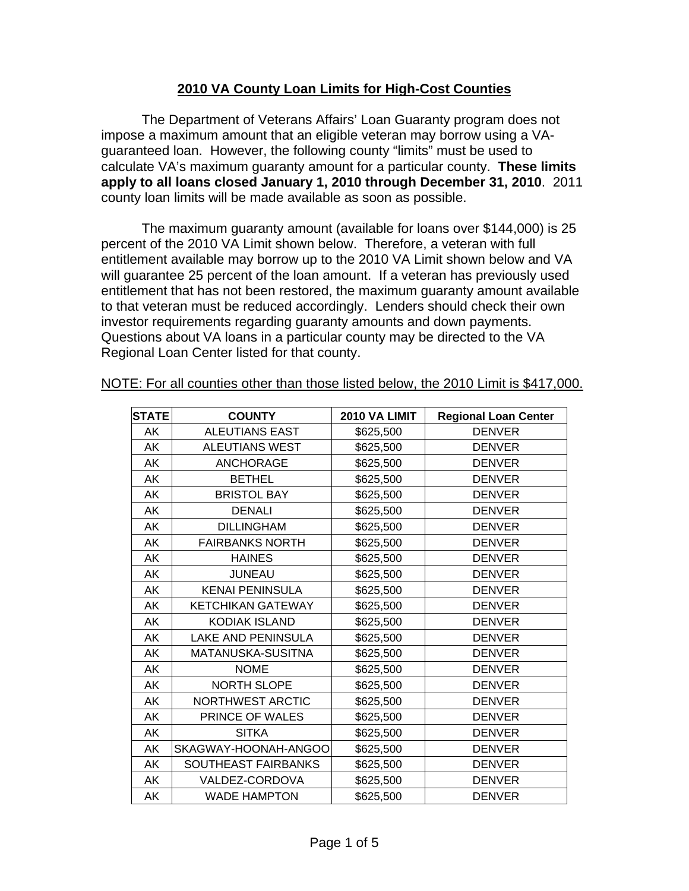# 2010 VA County Loan Limits for High-Cost Counties

The Department of Veterans Affairs' Loan Guaranty program does not impose a maximum amount that an eligible veteran may borrow using a VA-guaranteed loan. However, the following county "limits" must be used to calculate VA's maximum guaranty amount for a particular county. **These limits apply to all loans closed January 1, 2010 through December 31, 2010**. 2011 county loan limits will be made available as soon as possible.

The maximum guaranty amount (available for loans over $144,000) is 25 percent of the 2010 VA Limit shown below. Therefore, a veteran with full entitlement available may borrow up to the 2010 VA Limit shown below and VA will guarantee 25 percent of the loan amount. If a veteran has previously used entitlement that has not been restored, the maximum guaranty amount available to that veteran must be reduced accordingly. Lenders should check their own investor requirements regarding guaranty amounts and down payments. Questions about VA loans in a particular county may be directed to the VA Regional Loan Center listed for that county.

NOTE: For all counties other than those listed below, the 2010 Limit is $417,000.

| STATE | COUNTY | 2010 VA LIMIT | Regional Loan Center |
|---|---|---|---|
| AK | ALEUTIANS EAST | $625,500 | DENVER |
| AK | ALEUTIANS WEST | $625,500 | DENVER |
| AK | ANCHORAGE | $625,500 | DENVER |
| AK | BETHEL | $625,500 | DENVER |
| AK | BRISTOL BAY | $625,500 | DENVER |
| AK | DENALI | $625,500 | DENVER |
| AK | DILLINGHAM | $625,500 | DENVER |
| AK | FAIRBANKS NORTH | $625,500 | DENVER |
| AK | HAINES | $625,500 | DENVER |
| AK | JUNEAU | $625,500 | DENVER |
| AK | KENAI PENINSULA | $625,500 | DENVER |
| AK | KETCHIKAN GATEWAY | $625,500 | DENVER |
| AK | KODIAK ISLAND | $625,500 | DENVER |
| AK | LAKE AND PENINSULA | $625,500 | DENVER |
| AK | MATANUSKA-SUSITNA | $625,500 | DENVER |
| AK | NOME | $625,500 | DENVER |
| AK | NORTH SLOPE | $625,500 | DENVER |
| AK | NORTHWEST ARCTIC | $625,500 | DENVER |
| AK | PRINCE OF WALES | $625,500 | DENVER |
| AK | SITKA | $625,500 | DENVER |
| AK | SKAGWAY-HOONAH-ANGOO | $625,500 | DENVER |
| AK | SOUTHEAST FAIRBANKS | $625,500 | DENVER |
| AK | VALDEZ-CORDOVA | $625,500 | DENVER |
| AK | WADE HAMPTON | $625,500 | DENVER |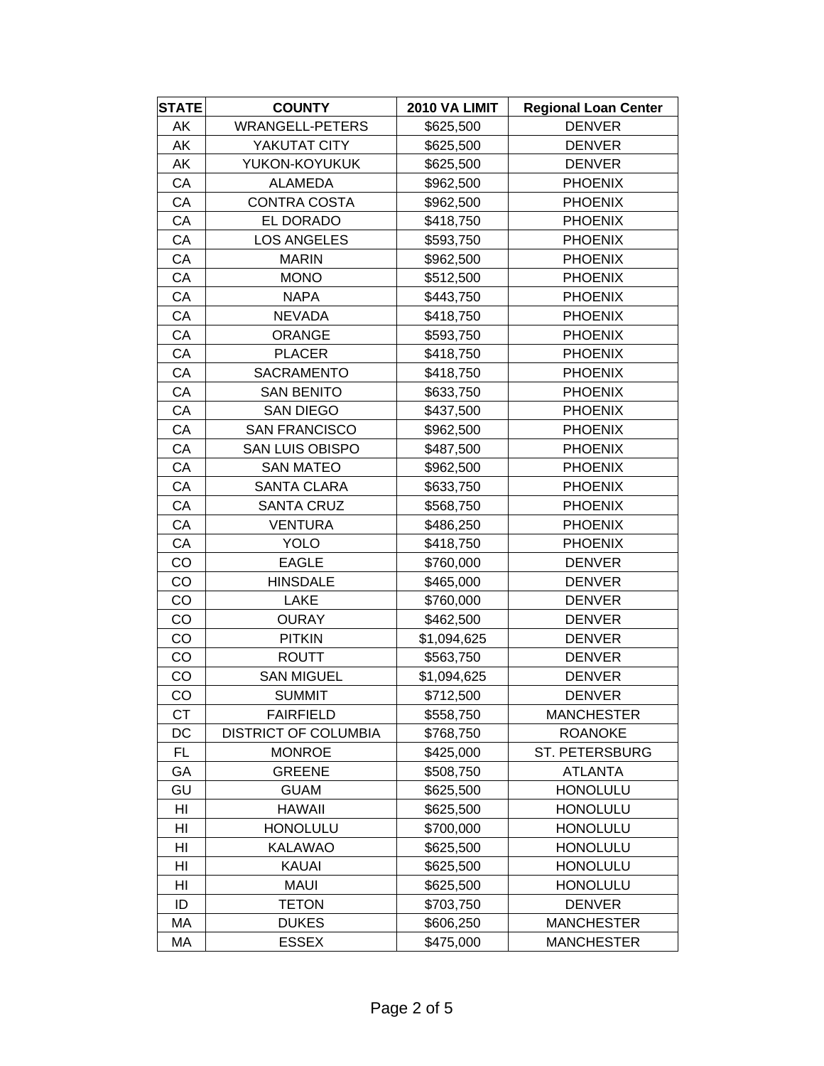| STATE | COUNTY | 2010 VA LIMIT | Regional Loan Center |
|---|---|---|---|
| AK | WRANGELL-PETERS | $625,500 | DENVER |
| AK | YAKUTAT CITY | $625,500 | DENVER |
| AK | YUKON-KOYUKUK | $625,500 | DENVER |
| CA | ALAMEDA | $962,500 | PHOENIX |
| CA | CONTRA COSTA | $962,500 | PHOENIX |
| CA | EL DORADO | $418,750 | PHOENIX |
| CA | LOS ANGELES | $593,750 | PHOENIX |
| CA | MARIN | $962,500 | PHOENIX |
| CA | MONO | $512,500 | PHOENIX |
| CA | NAPA | $443,750 | PHOENIX |
| CA | NEVADA | $418,750 | PHOENIX |
| CA | ORANGE | $593,750 | PHOENIX |
| CA | PLACER | $418,750 | PHOENIX |
| CA | SACRAMENTO | $418,750 | PHOENIX |
| CA | SAN BENITO | $633,750 | PHOENIX |
| CA | SAN DIEGO | $437,500 | PHOENIX |
| CA | SAN FRANCISCO | $962,500 | PHOENIX |
| CA | SAN LUIS OBISPO | $487,500 | PHOENIX |
| CA | SAN MATEO | $962,500 | PHOENIX |
| CA | SANTA CLARA | $633,750 | PHOENIX |
| CA | SANTA CRUZ | $568,750 | PHOENIX |
| CA | VENTURA | $486,250 | PHOENIX |
| CA | YOLO | $418,750 | PHOENIX |
| CO | EAGLE | $760,000 | DENVER |
| CO | HINSDALE | $465,000 | DENVER |
| CO | LAKE | $760,000 | DENVER |
| CO | OURAY | $462,500 | DENVER |
| CO | PITKIN | $1,094,625 | DENVER |
| CO | ROUTT | $563,750 | DENVER |
| CO | SAN MIGUEL | $1,094,625 | DENVER |
| CO | SUMMIT | $712,500 | DENVER |
| CT | FAIRFIELD | $558,750 | MANCHESTER |
| DC | DISTRICT OF COLUMBIA | $768,750 | ROANOKE |
| FL | MONROE | $425,000 | ST. PETERSBURG |
| GA | GREENE | $508,750 | ATLANTA |
| GU | GUAM | $625,500 | HONOLULU |
| HI | HAWAII | $625,500 | HONOLULU |
| HI | HONOLULU | $700,000 | HONOLULU |
| HI | KALAWAO | $625,500 | HONOLULU |
| HI | KAUAI | $625,500 | HONOLULU |
| HI | MAUI | $625,500 | HONOLULU |
| ID | TETON | $703,750 | DENVER |
| MA | DUKES | $606,250 | MANCHESTER |
| MA | ESSEX | $475,000 | MANCHESTER |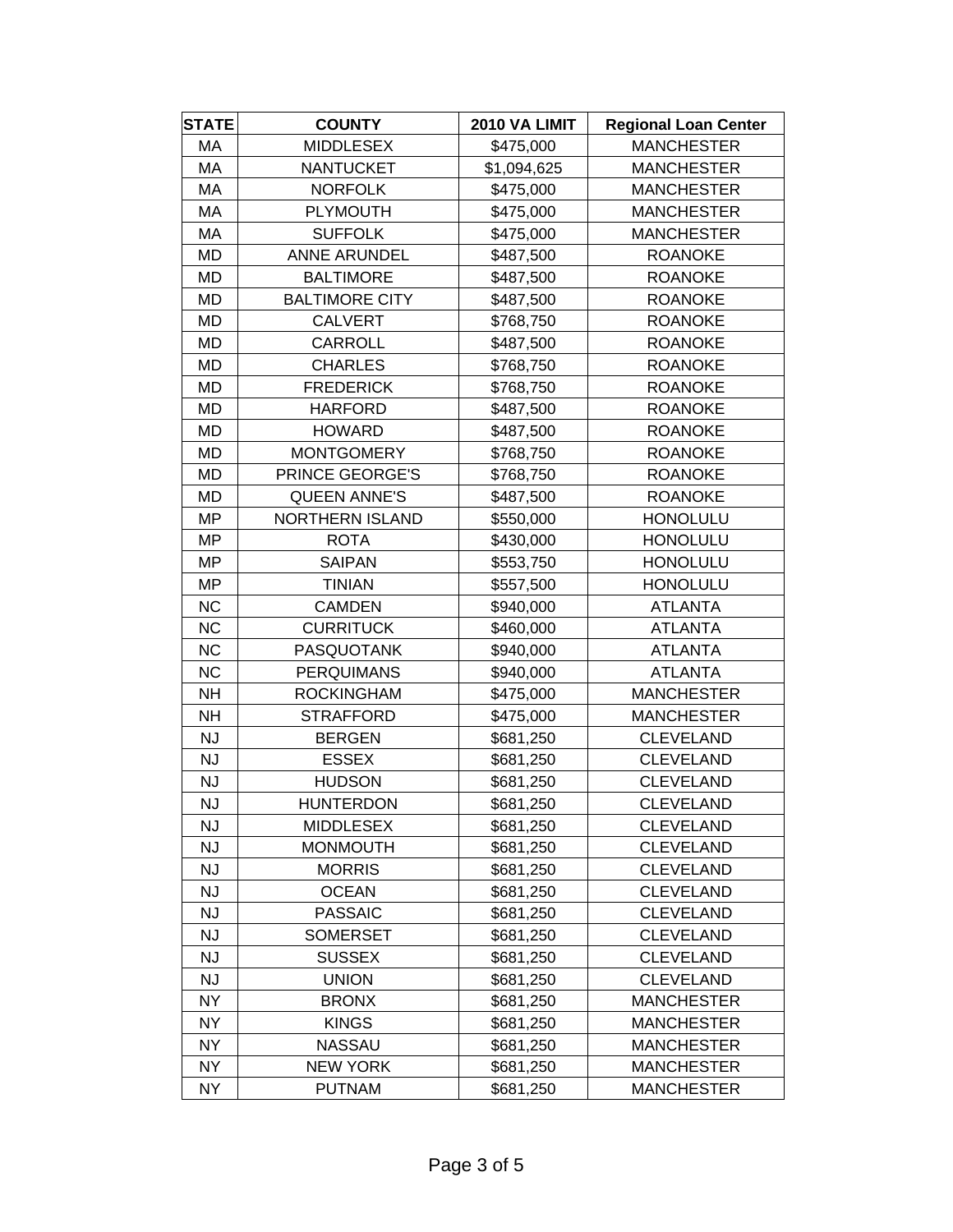| STATE | COUNTY | 2010 VA LIMIT | Regional Loan Center |
|---|---|---|---|
| MA | MIDDLESEX | $475,000 | MANCHESTER |
| MA | NANTUCKET | $1,094,625 | MANCHESTER |
| MA | NORFOLK | $475,000 | MANCHESTER |
| MA | PLYMOUTH | $475,000 | MANCHESTER |
| MA | SUFFOLK | $475,000 | MANCHESTER |
| MD | ANNE ARUNDEL | $487,500 | ROANOKE |
| MD | BALTIMORE | $487,500 | ROANOKE |
| MD | BALTIMORE CITY | $487,500 | ROANOKE |
| MD | CALVERT | $768,750 | ROANOKE |
| MD | CARROLL | $487,500 | ROANOKE |
| MD | CHARLES | $768,750 | ROANOKE |
| MD | FREDERICK | $768,750 | ROANOKE |
| MD | HARFORD | $487,500 | ROANOKE |
| MD | HOWARD | $487,500 | ROANOKE |
| MD | MONTGOMERY | $768,750 | ROANOKE |
| MD | PRINCE GEORGE'S | $768,750 | ROANOKE |
| MD | QUEEN ANNE'S | $487,500 | ROANOKE |
| MP | NORTHERN ISLAND | $550,000 | HONOLULU |
| MP | ROTA | $430,000 | HONOLULU |
| MP | SAIPAN | $553,750 | HONOLULU |
| MP | TINIAN | $557,500 | HONOLULU |
| NC | CAMDEN | $940,000 | ATLANTA |
| NC | CURRITUCK | $460,000 | ATLANTA |
| NC | PASQUOTANK | $940,000 | ATLANTA |
| NC | PERQUIMANS | $940,000 | ATLANTA |
| NH | ROCKINGHAM | $475,000 | MANCHESTER |
| NH | STRAFFORD | $475,000 | MANCHESTER |
| NJ | BERGEN | $681,250 | CLEVELAND |
| NJ | ESSEX | $681,250 | CLEVELAND |
| NJ | HUDSON | $681,250 | CLEVELAND |
| NJ | HUNTERDON | $681,250 | CLEVELAND |
| NJ | MIDDLESEX | $681,250 | CLEVELAND |
| NJ | MONMOUTH | $681,250 | CLEVELAND |
| NJ | MORRIS | $681,250 | CLEVELAND |
| NJ | OCEAN | $681,250 | CLEVELAND |
| NJ | PASSAIC | $681,250 | CLEVELAND |
| NJ | SOMERSET | $681,250 | CLEVELAND |
| NJ | SUSSEX | $681,250 | CLEVELAND |
| NJ | UNION | $681,250 | CLEVELAND |
| NY | BRONX | $681,250 | MANCHESTER |
| NY | KINGS | $681,250 | MANCHESTER |
| NY | NASSAU | $681,250 | MANCHESTER |
| NY | NEW YORK | $681,250 | MANCHESTER |
| NY | PUTNAM | $681,250 | MANCHESTER |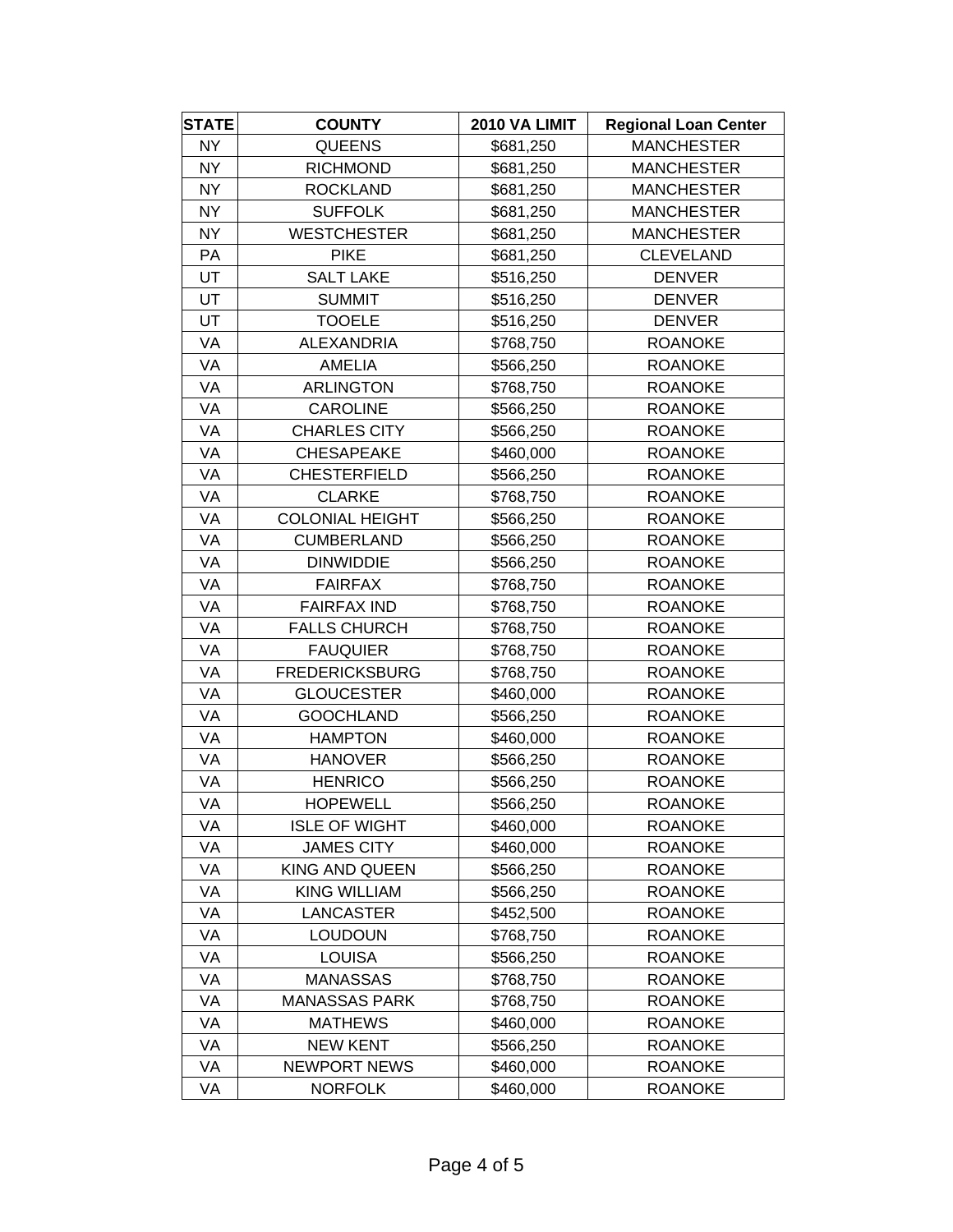| STATE | COUNTY | 2010 VA LIMIT | Regional Loan Center |
|---|---|---|---|
| NY | QUEENS | $681,250 | MANCHESTER |
| NY | RICHMOND | $681,250 | MANCHESTER |
| NY | ROCKLAND | $681,250 | MANCHESTER |
| NY | SUFFOLK | $681,250 | MANCHESTER |
| NY | WESTCHESTER | $681,250 | MANCHESTER |
| PA | PIKE | $681,250 | CLEVELAND |
| UT | SALT LAKE | $516,250 | DENVER |
| UT | SUMMIT | $516,250 | DENVER |
| UT | TOOELE | $516,250 | DENVER |
| VA | ALEXANDRIA | $768,750 | ROANOKE |
| VA | AMELIA | $566,250 | ROANOKE |
| VA | ARLINGTON | $768,750 | ROANOKE |
| VA | CAROLINE | $566,250 | ROANOKE |
| VA | CHARLES CITY | $566,250 | ROANOKE |
| VA | CHESAPEAKE | $460,000 | ROANOKE |
| VA | CHESTERFIELD | $566,250 | ROANOKE |
| VA | CLARKE | $768,750 | ROANOKE |
| VA | COLONIAL HEIGHT | $566,250 | ROANOKE |
| VA | CUMBERLAND | $566,250 | ROANOKE |
| VA | DINWIDDIE | $566,250 | ROANOKE |
| VA | FAIRFAX | $768,750 | ROANOKE |
| VA | FAIRFAX IND | $768,750 | ROANOKE |
| VA | FALLS CHURCH | $768,750 | ROANOKE |
| VA | FAUQUIER | $768,750 | ROANOKE |
| VA | FREDERICKSBURG | $768,750 | ROANOKE |
| VA | GLOUCESTER | $460,000 | ROANOKE |
| VA | GOOCHLAND | $566,250 | ROANOKE |
| VA | HAMPTON | $460,000 | ROANOKE |
| VA | HANOVER | $566,250 | ROANOKE |
| VA | HENRICO | $566,250 | ROANOKE |
| VA | HOPEWELL | $566,250 | ROANOKE |
| VA | ISLE OF WIGHT | $460,000 | ROANOKE |
| VA | JAMES CITY | $460,000 | ROANOKE |
| VA | KING AND QUEEN | $566,250 | ROANOKE |
| VA | KING WILLIAM | $566,250 | ROANOKE |
| VA | LANCASTER | $452,500 | ROANOKE |
| VA | LOUDOUN | $768,750 | ROANOKE |
| VA | LOUISA | $566,250 | ROANOKE |
| VA | MANASSAS | $768,750 | ROANOKE |
| VA | MANASSAS PARK | $768,750 | ROANOKE |
| VA | MATHEWS | $460,000 | ROANOKE |
| VA | NEW KENT | $566,250 | ROANOKE |
| VA | NEWPORT NEWS | $460,000 | ROANOKE |
| VA | NORFOLK | $460,000 | ROANOKE |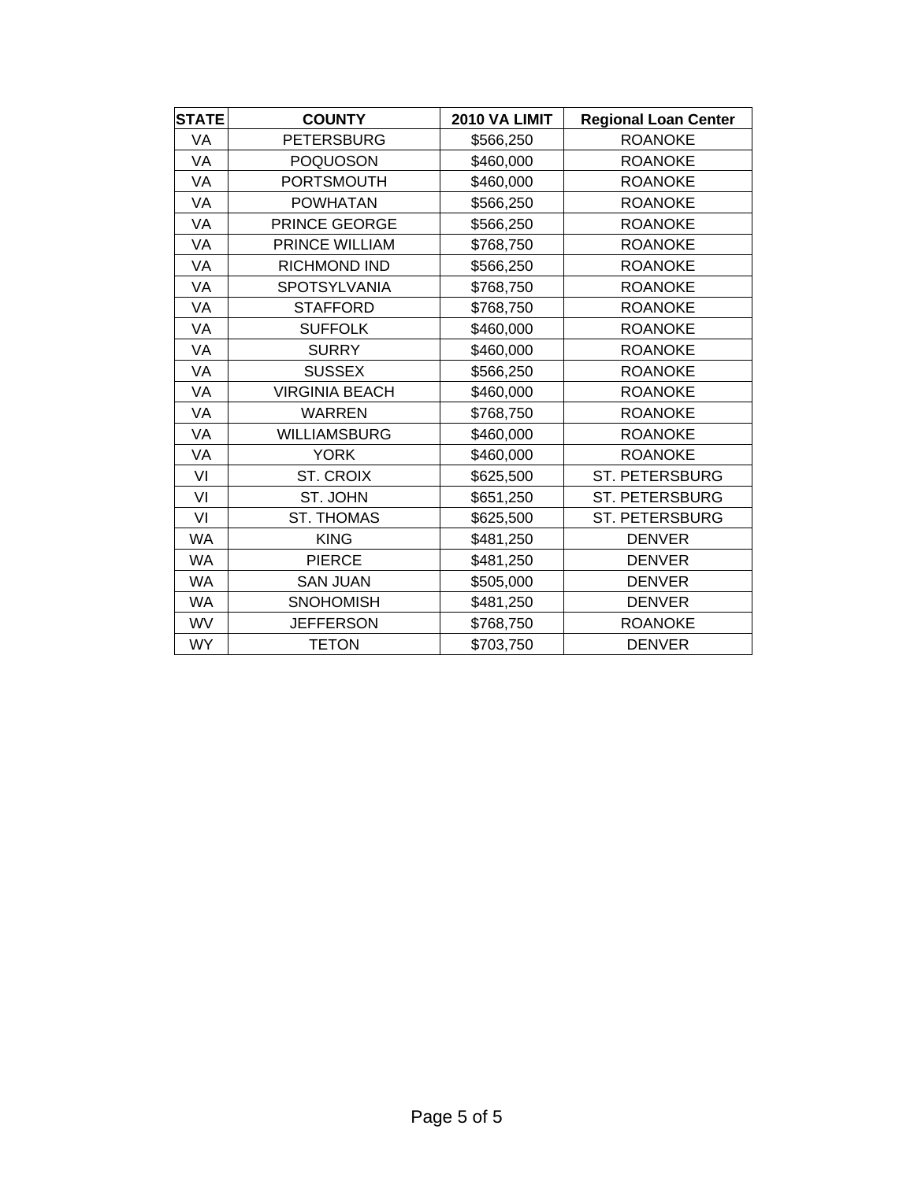| STATE | COUNTY | 2010 VA LIMIT | Regional Loan Center |
| --- | --- | --- | --- |
| VA | PETERSBURG | $566,250 | ROANOKE |
| VA | POQUOSON | $460,000 | ROANOKE |
| VA | PORTSMOUTH | $460,000 | ROANOKE |
| VA | POWHATAN | $566,250 | ROANOKE |
| VA | PRINCE GEORGE | $566,250 | ROANOKE |
| VA | PRINCE WILLIAM | $768,750 | ROANOKE |
| VA | RICHMOND IND | $566,250 | ROANOKE |
| VA | SPOTSYLVANIA | $768,750 | ROANOKE |
| VA | STAFFORD | $768,750 | ROANOKE |
| VA | SUFFOLK | $460,000 | ROANOKE |
| VA | SURRY | $460,000 | ROANOKE |
| VA | SUSSEX | $566,250 | ROANOKE |
| VA | VIRGINIA BEACH | $460,000 | ROANOKE |
| VA | WARREN | $768,750 | ROANOKE |
| VA | WILLIAMSBURG | $460,000 | ROANOKE |
| VA | YORK | $460,000 | ROANOKE |
| VI | ST. CROIX | $625,500 | ST. PETERSBURG |
| VI | ST. JOHN | $651,250 | ST. PETERSBURG |
| VI | ST. THOMAS | $625,500 | ST. PETERSBURG |
| WA | KING | $481,250 | DENVER |
| WA | PIERCE | $481,250 | DENVER |
| WA | SAN JUAN | $505,000 | DENVER |
| WA | SNOHOMISH | $481,250 | DENVER |
| WV | JEFFERSON | $768,750 | ROANOKE |
| WY | TETON | $703,750 | DENVER |